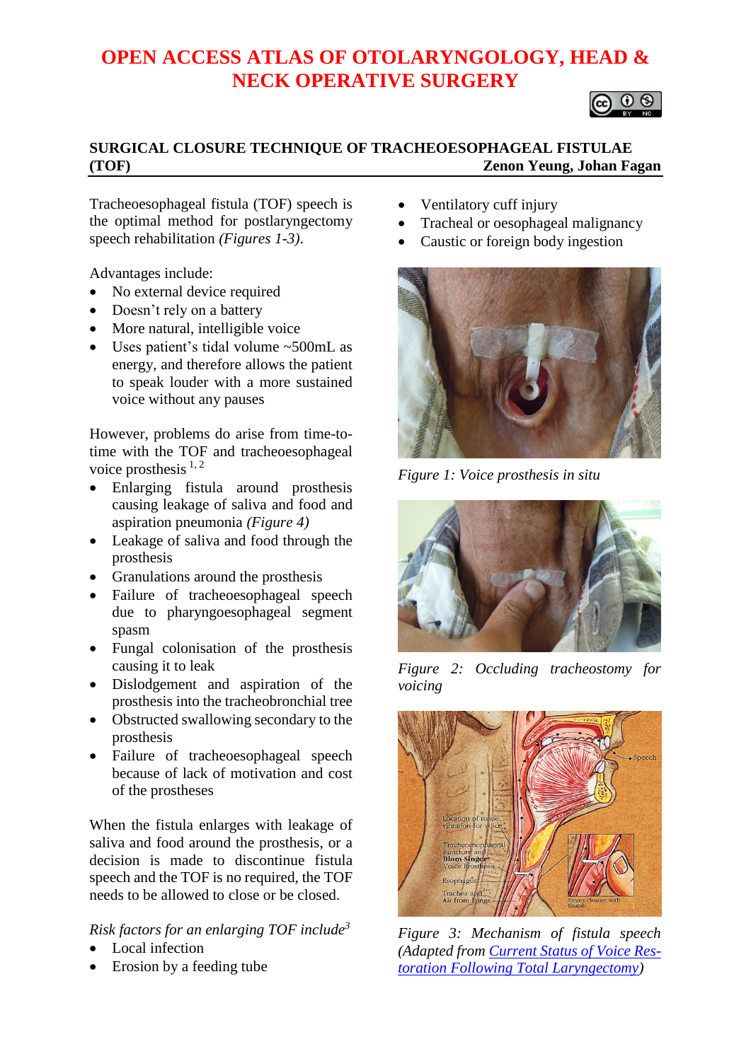# OPEN ACCESS ATLAS OF OTOLARYNGOLOGY, HEAD & NECK OPERATIVE SURGERY

## SURGICAL CLOSURE TECHNIQUE OF TRACHEOESOPHAGEAL FISTULAE (TOF)

**Zenon Yeung, Johan Fagan**

Tracheoesophageal fistula (TOF) speech is the optimal method for postlaryngectomy speech rehabilitation *(Figures 1-3)*.

Advantages include:

- No external device required
- Doesn't rely on a battery
- More natural, intelligible voice
- Uses patient's tidal volume ~500mL as energy, and therefore allows the patient to speak louder with a more sustained voice without any pauses

However, problems do arise from time-to-time with the TOF and tracheoesophageal voice prosthesis [1, 2]

- Enlarging fistula around prosthesis causing leakage of saliva and food and aspiration pneumonia *(Figure 4)*
- Leakage of saliva and food through the prosthesis
- Granulations around the prosthesis
- Failure of tracheoesophageal speech due to pharyngoesophageal segment spasm
- Fungal colonisation of the prosthesis causing it to leak
- Dislodgement and aspiration of the prosthesis into the tracheobronchial tree
- Obstructed swallowing secondary to the prosthesis
- Failure of tracheoesophageal speech because of lack of motivation and cost of the prostheses

When the fistula enlarges with leakage of saliva and food around the prosthesis, or a decision is made to discontinue fistula speech and the TOF is no required, the TOF needs to be allowed to close or be closed.

*Risk factors for an enlarging TOF include*[3]

- Local infection
- Erosion by a feeding tube
- Ventilatory cuff injury
- Tracheal or oesophageal malignancy
- Caustic or foreign body ingestion

*Figure 1: Voice prosthesis in situ*

*Figure 2: Occluding tracheostomy for voicing*

*Figure 3: Mechanism of fistula speech (Adapted from [Current Status of Voice Restoration Following Total Laryngectomy](Current Status of Voice Restoration Following Total Laryngectomy))*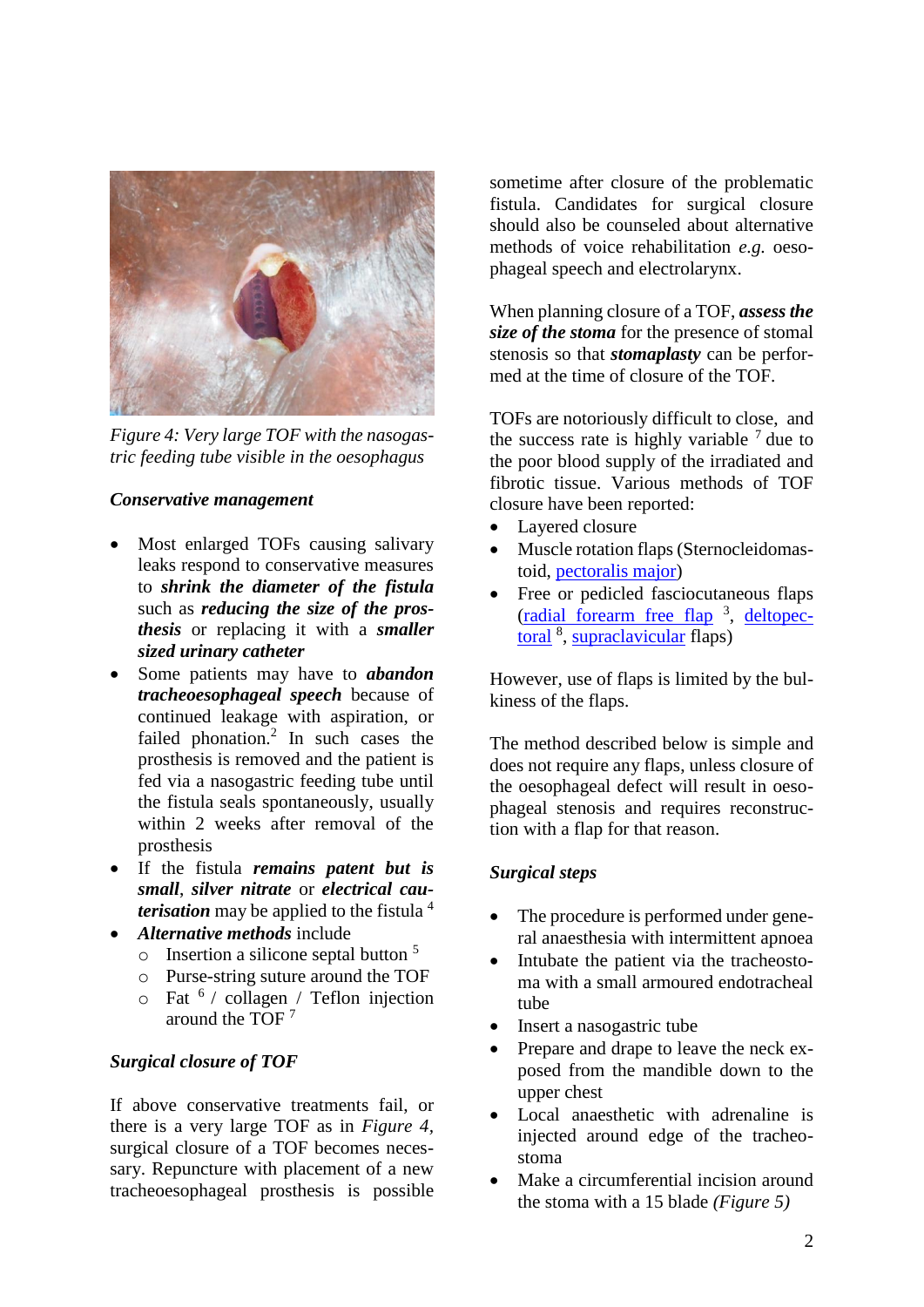*Figure 4: Very large TOF with the nasogastric feeding tube visible in the oesophagus*

***Conservative management***

- Most enlarged TOFs causing salivary leaks respond to conservative measures to ***shrink the diameter of the fistula*** such as ***reducing the size of the prosthesis*** or replacing it with a ***smaller sized urinary catheter***
- Some patients may have to ***abandon tracheoesophageal speech*** because of continued leakage with aspiration, or failed phonation.[2] In such cases the prosthesis is removed and the patient is fed via a nasogastric feeding tube until the fistula seals spontaneously, usually within 2 weeks after removal of the prosthesis
- If the fistula ***remains patent but is small***, ***silver nitrate*** or ***electrical cauterisation*** may be applied to the fistula [4]
- ***Alternative methods*** include
    - Insertion a silicone septal button [5]
    - Purse-string suture around the TOF
    - Fat [6] / collagen / Teflon injection around the TOF [7]

***Surgical closure of TOF***

If above conservative treatments fail, or there is a very large TOF as in *Figure 4*, surgical closure of a TOF becomes necessary. Repuncture with placement of a new tracheoesophageal prosthesis is possible sometime after closure of the problematic fistula. Candidates for surgical closure should also be counseled about alternative methods of voice rehabilitation *e.g.* oesophageal speech and electrolarynx.

When planning closure of a TOF, ***assess the size of the stoma*** for the presence of stomal stenosis so that ***stomaplasty*** can be performed at the time of closure of the TOF.

TOFs are notoriously difficult to close, and the success rate is highly variable [7] due to the poor blood supply of the irradiated and fibrotic tissue. Various methods of TOF closure have been reported:

- Layered closure
- Muscle rotation flaps (Sternocleidomastoid, pectoralis major)
- Free or pedicled fasciocutaneous flaps (radial forearm free flap [3], deltopectoral [8], supraclavicular flaps)

However, use of flaps is limited by the bulkiness of the flaps.

The method described below is simple and does not require any flaps, unless closure of the oesophageal defect will result in oesophageal stenosis and requires reconstruction with a flap for that reason.

***Surgical steps***

- The procedure is performed under general anaesthesia with intermittent apnoea
- Intubate the patient via the tracheostoma with a small armoured endotracheal tube
- Insert a nasogastric tube
- Prepare and drape to leave the neck exposed from the mandible down to the upper chest
- Local anaesthetic with adrenaline is injected around edge of the tracheostoma
- Make a circumferential incision around the stoma with a 15 blade *(Figure 5)*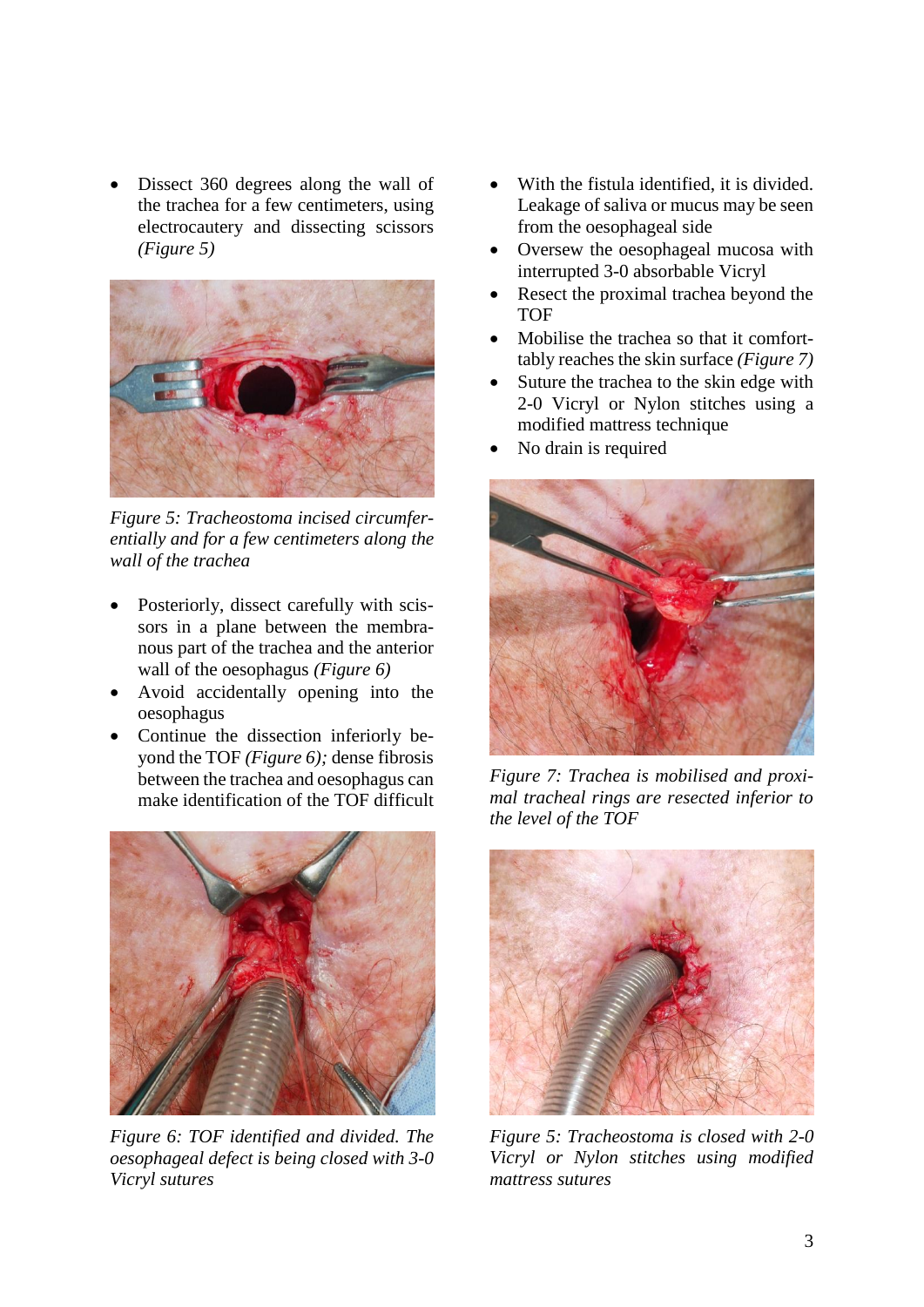- Dissect 360 degrees along the wall of the trachea for a few centimeters, using electrocautery and dissecting scissors *(Figure 5)*

*Figure 5: Tracheostoma incised circumferentially and for a few centimeters along the wall of the trachea*

- Posteriorly, dissect carefully with scissors in a plane between the membranous part of the trachea and the anterior wall of the oesophagus *(Figure 6)*
- Avoid accidentally opening into the oesophagus
- Continue the dissection inferiorly beyond the TOF *(Figure 6);* dense fibrosis between the trachea and oesophagus can make identification of the TOF difficult

*Figure 6: TOF identified and divided. The oesophageal defect is being closed with 3-0 Vicryl sutures*

- With the fistula identified, it is divided. Leakage of saliva or mucus may be seen from the oesophageal side
- Oversew the oesophageal mucosa with interrupted 3-0 absorbable Vicryl
- Resect the proximal trachea beyond the TOF
- Mobilise the trachea so that it comfortably reaches the skin surface *(Figure 7)*
- Suture the trachea to the skin edge with 2-0 Vicryl or Nylon stitches using a modified mattress technique
- No drain is required

*Figure 7: Trachea is mobilised and proximal tracheal rings are resected inferior to the level of the TOF*

*Figure 5: Tracheostoma is closed with 2-0 Vicryl or Nylon stitches using modified mattress sutures*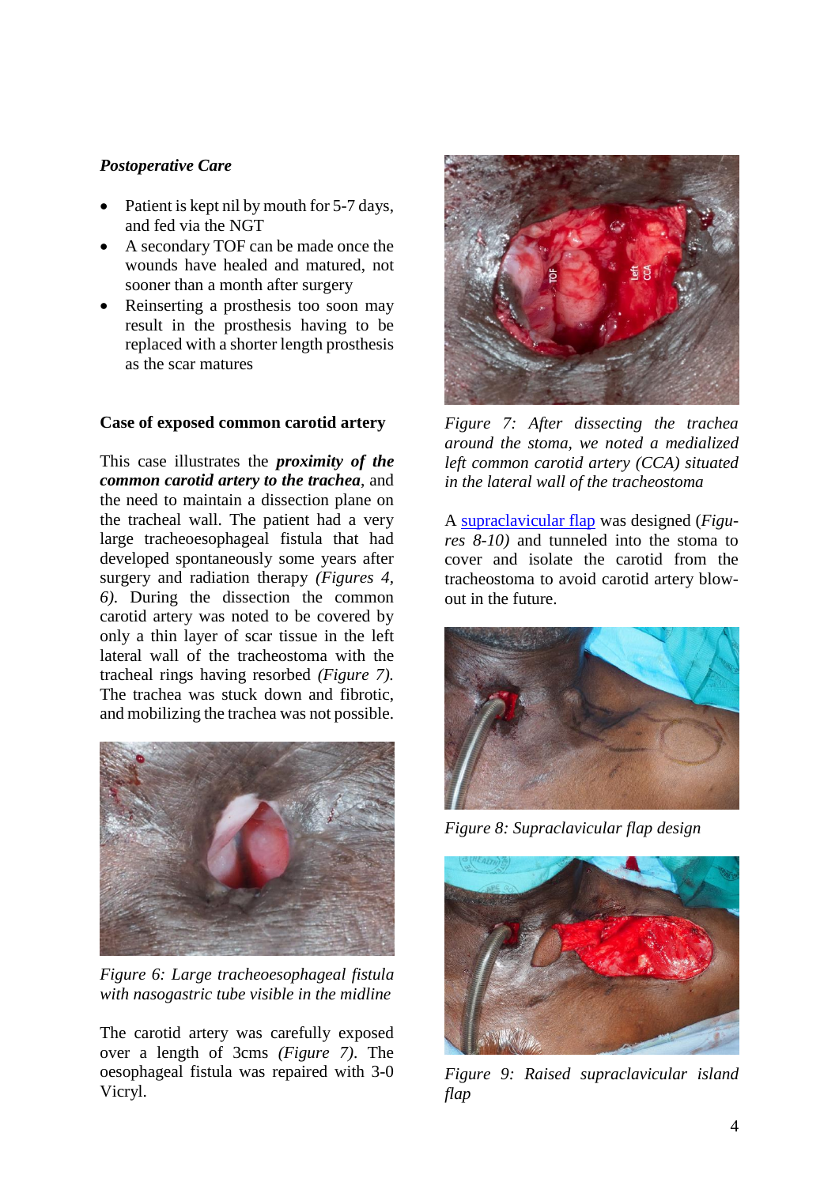***Postoperative Care***

- Patient is kept nil by mouth for 5-7 days, and fed via the NGT
- A secondary TOF can be made once the wounds have healed and matured, not sooner than a month after surgery
- Reinserting a prosthesis too soon may result in the prosthesis having to be replaced with a shorter length prosthesis as the scar matures

**Case of exposed common carotid artery**

This case illustrates the ***proximity of the common carotid artery to the trachea***, and the need to maintain a dissection plane on the tracheal wall. The patient had a very large tracheoesophageal fistula that had developed spontaneously some years after surgery and radiation therapy *(Figures 4, 6)*. During the dissection the common carotid artery was noted to be covered by only a thin layer of scar tissue in the left lateral wall of the tracheostoma with the tracheal rings having resorbed *(Figure 7).* The trachea was stuck down and fibrotic, and mobilizing the trachea was not possible.

*Figure 6: Large tracheoesophageal fistula with nasogastric tube visible in the midline*

The carotid artery was carefully exposed over a length of 3cms *(Figure 7)*. The oesophageal fistula was repaired with 3-0 Vicryl.

*Figure 7: After dissecting the trachea around the stoma, we noted a medialized left common carotid artery (CCA) situated in the lateral wall of the tracheostoma*

A supraclavicular flap was designed (*Figures 8-10)* and tunneled into the stoma to cover and isolate the carotid from the tracheostoma to avoid carotid artery blow-out in the future.

*Figure 8: Supraclavicular flap design*

*Figure 9: Raised supraclavicular island flap*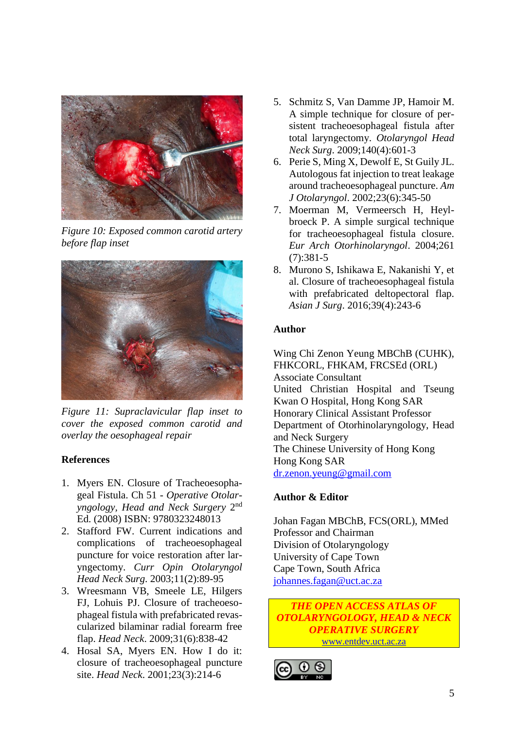*Figure 10: Exposed common carotid artery before flap inset*

*Figure 11: Supraclavicular flap inset to cover the exposed common carotid and overlay the oesophageal repair*

## References

1. Myers EN. Closure of Tracheoesophageal Fistula. Ch 51 - *Operative Otolaryngology, Head and Neck Surgery* 2nd Ed. (2008) ISBN: 9780323248013
2. Stafford FW. Current indications and complications of tracheoesophageal puncture for voice restoration after laryngectomy. *Curr Opin Otolaryngol Head Neck Surg*. 2003;11(2):89-95
3. Wreesmann VB, Smeele LE, Hilgers FJ, Lohuis PJ. Closure of tracheoesophageal fistula with prefabricated revascularized bilaminar radial forearm free flap. *Head Neck*. 2009;31(6):838-42
4. Hosal SA, Myers EN. How I do it: closure of tracheoesophageal puncture site. *Head Neck*. 2001;23(3):214-6
5. Schmitz S, Van Damme JP, Hamoir M. A simple technique for closure of persistent tracheoesophageal fistula after total laryngectomy. *Otolaryngol Head Neck Surg*. 2009;140(4):601-3
6. Perie S, Ming X, Dewolf E, St Guily JL. Autologous fat injection to treat leakage around tracheoesophageal puncture. *Am J Otolaryngol*. 2002;23(6):345-50
7. Moerman M, Vermeersch H, Heylbroeck P. A simple surgical technique for tracheoesophageal fistula closure. *Eur Arch Otorhinolaryngol*. 2004;261 (7):381-5
8. Murono S, Ishikawa E, Nakanishi Y, et al. Closure of tracheoesophageal fistula with prefabricated deltopectoral flap. *Asian J Surg*. 2016;39(4):243-6

## Author

Wing Chi Zenon Yeung MBChB (CUHK), FHKCORL, FHKAM, FRCSEd (ORL)
Associate Consultant
United Christian Hospital and Tseung Kwan O Hospital, Hong Kong SAR
Honorary Clinical Assistant Professor
Department of Otorhinolaryngology, Head and Neck Surgery
The Chinese University of Hong Kong
Hong Kong SAR
dr.zenon.yeung@gmail.com

## Author & Editor

Johan Fagan MBChB, FCS(ORL), MMed
Professor and Chairman
Division of Otolaryngology
University of Cape Town
Cape Town, South Africa
johannes.fagan@uct.ac.za

***THE OPEN ACCESS ATLAS OF OTOLARYNGOLOGY, HEAD & NECK OPERATIVE SURGERY***
www.entdev.uct.ac.za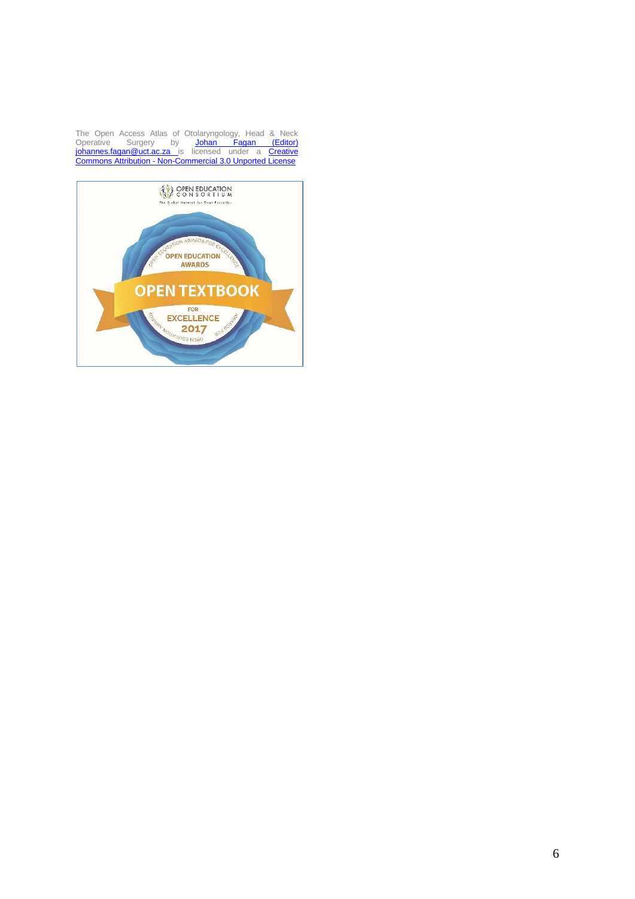The Open Access Atlas of Otolaryngology, Head & Neck Operative Surgery by Johan Fagan (Editor) johannes.fagan@uct.ac.za is licensed under a Creative Commons Attribution - Non-Commercial 3.0 Unported License